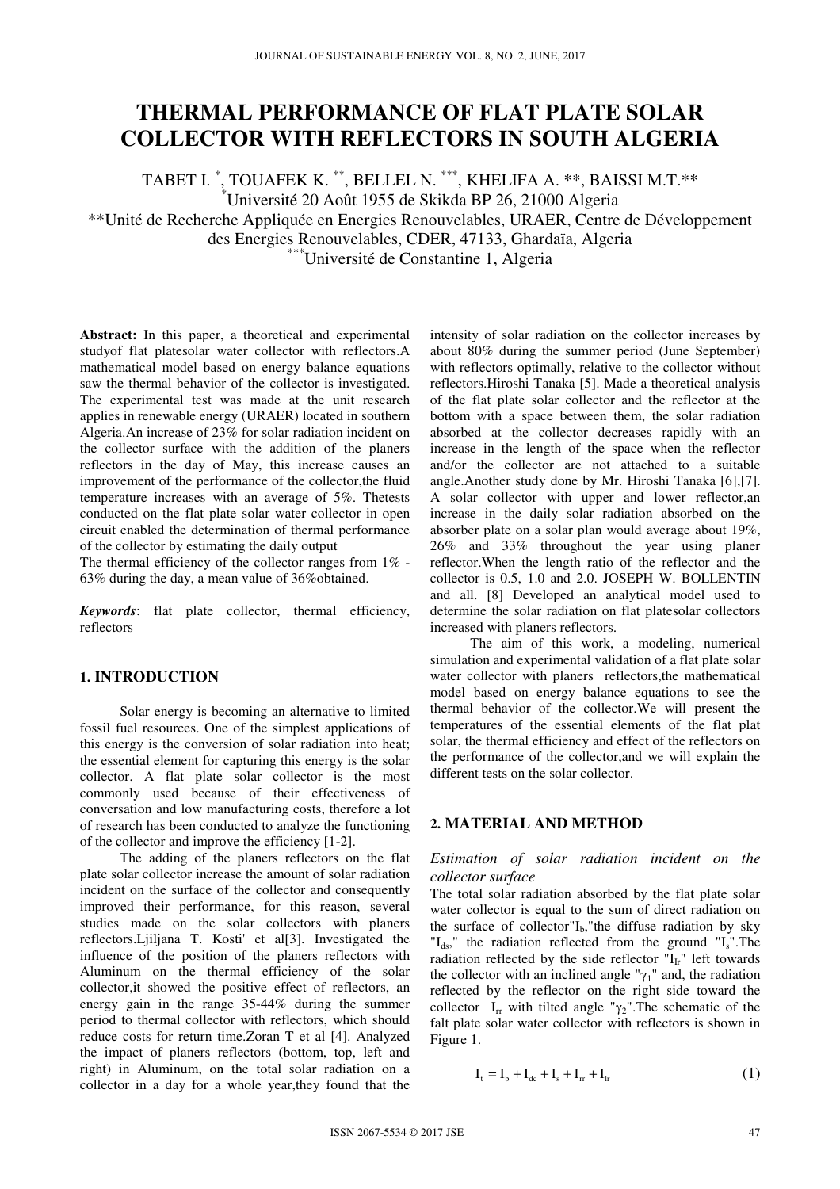# THERMAL PERFORMANCE OF FLAT PLATE SOLAR COLLECTOR WITH REFLECTORS IN SOUTH ALGERIA

TABET I. [*], TOUAFEK K. [**], BELLEL N. [***], KHELIFA A. [**], BAISSI M.T.[**]

[*]Université 20 Août 1955 de Skikda BP 26, 21000 Algeria

[**]Unité de Recherche Appliquée en Energies Renouvelables, URAER, Centre de Développement des Energies Renouvelables, CDER, 47133, Ghardaïa, Algeria

[***]Université de Constantine 1, Algeria

**Abstract:** In this paper, a theoretical and experimental studyof flat platesolar water collector with reflectors.A mathematical model based on energy balance equations saw the thermal behavior of the collector is investigated. The experimental test was made at the unit research applies in renewable energy (URAER) located in southern Algeria.An increase of 23% for solar radiation incident on the collector surface with the addition of the planers reflectors in the day of May, this increase causes an improvement of the performance of the collector,the fluid temperature increases with an average of 5%. Thetests conducted on the flat plate solar water collector in open circuit enabled the determination of thermal performance of the collector by estimating the daily output

The thermal efficiency of the collector ranges from 1% - 63% during the day, a mean value of 36%obtained.

***Keywords***: flat plate collector, thermal efficiency, reflectors

## 1. INTRODUCTION

Solar energy is becoming an alternative to limited fossil fuel resources. One of the simplest applications of this energy is the conversion of solar radiation into heat; the essential element for capturing this energy is the solar collector. A flat plate solar collector is the most commonly used because of their effectiveness of conversation and low manufacturing costs, therefore a lot of research has been conducted to analyze the functioning of the collector and improve the efficiency [1-2].

The adding of the planers reflectors on the flat plate solar collector increase the amount of solar radiation incident on the surface of the collector and consequently improved their performance, for this reason, several studies made on the solar collectors with planers reflectors.Ljiljana T. Kosti' et al[3]. Investigated the influence of the position of the planers reflectors with Aluminum on the thermal efficiency of the solar collector,it showed the positive effect of reflectors, an energy gain in the range 35-44% during the summer period to thermal collector with reflectors, which should reduce costs for return time.Zoran T et al [4]. Analyzed the impact of planers reflectors (bottom, top, left and right) in Aluminum, on the total solar radiation on a collector in a day for a whole year,they found that the intensity of solar radiation on the collector increases by about 80% during the summer period (June September) with reflectors optimally, relative to the collector without reflectors.Hiroshi Tanaka [5]. Made a theoretical analysis of the flat plate solar collector and the reflector at the bottom with a space between them, the solar radiation absorbed at the collector decreases rapidly with an increase in the length of the space when the reflector and/or the collector are not attached to a suitable angle.Another study done by Mr. Hiroshi Tanaka [6],[7]. A solar collector with upper and lower reflector,an increase in the daily solar radiation absorbed on the absorber plate on a solar plan would average about 19%, 26% and 33% throughout the year using planer reflector.When the length ratio of the reflector and the collector is 0.5, 1.0 and 2.0. JOSEPH W. BOLLENTIN and all. [8] Developed an analytical model used to determine the solar radiation on flat platesolar collectors increased with planers reflectors.

The aim of this work, a modeling, numerical simulation and experimental validation of a flat plate solar water collector with planers reflectors,the mathematical model based on energy balance equations to see the thermal behavior of the collector.We will present the temperatures of the essential elements of the flat plat solar, the thermal efficiency and effect of the reflectors on the performance of the collector,and we will explain the different tests on the solar collector.

## 2. MATERIAL AND METHOD

*Estimation of solar radiation incident on the collector surface*

The total solar radiation absorbed by the flat plate solar water collector is equal to the sum of direct radiation on the surface of collector"$I_b$,"the diffuse radiation by sky "$I_{ds}$," the radiation reflected from the ground "$I_s$".The radiation reflected by the side reflector "$I_{lr}$" left towards the collector with an inclined angle "$\gamma_1$" and, the radiation reflected by the reflector on the right side toward the collector $I_{rr}$ with tilted angle "$\gamma_2$".The schematic of the falt plate solar water collector with reflectors is shown in Figure 1.

$$I_t = I_b + I_{dc} + I_s + I_{rr} + I_{lr} \tag{1}$$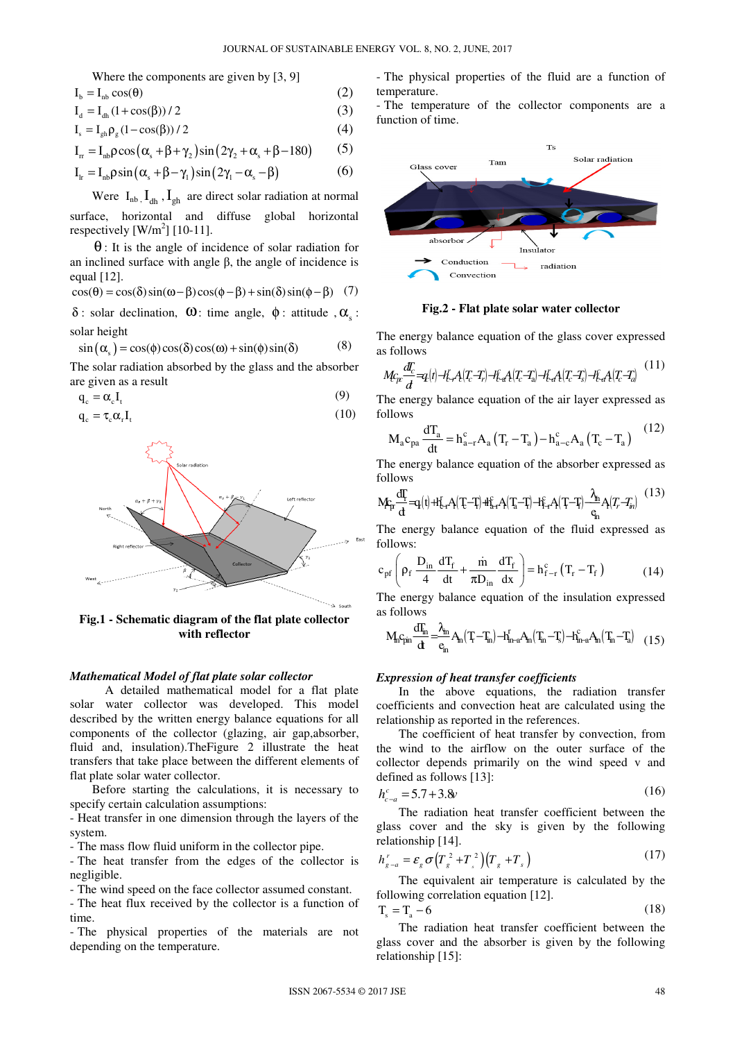Where the components are given by [3, 9]

$$I_b = I_{nb}\cos(\theta) \quad (2)$$

$$I_d = I_{dh}(1+\cos(\beta))/2 \quad (3)$$

$$I_s = I_{gh}\rho_g(1-\cos(\beta))/2 \quad (4)$$

$$I_{rr} = I_{nb}\rho\cos(\alpha_s+\beta+\gamma_2)\sin(2\gamma_2+\alpha_s+\beta-180) \quad (5)$$

$$I_{lr} = I_{nb}\rho\sin(\alpha_s+\beta-\gamma_1)\sin(2\gamma_1-\alpha_s-\beta) \quad (6)$$

Were $I_{nb}$, $I_{dh}$, $I_{gh}$ are direct solar radiation at normal surface, horizontal and diffuse global horizontal respectively [W/m$^2$] [10-11].

$\theta$: It is the angle of incidence of solar radiation for an inclined surface with angle β, the angle of incidence is equal [12].

$$\cos(\theta) = \cos(\delta)\sin(\omega-\beta)\cos(\phi-\beta)+\sin(\delta)\sin(\phi-\beta) \quad (7)$$

$\delta$: solar declination, $\omega$: time angle, $\phi$: attitude, $\alpha_s$: solar height

$$\sin(\alpha_s) = \cos(\phi)\cos(\delta)\cos(\omega)+\sin(\phi)\sin(\delta) \quad (8)$$

The solar radiation absorbed by the glass and the absorber are given as a result

$$q_c = \alpha_c I_t \quad (9)$$

$$q_c = \tau_c\alpha_r I_t \quad (10)$$

Solar radiation
North
Right reflector
West
Left reflector
East
Collector
South
$\alpha_s+\beta+\gamma_2$
$\alpha_s+\beta-\gamma_1$
$\beta$
$\gamma_1$
$\gamma_2$

**Fig.1 - Schematic diagram of the flat plate collector with reflector**

### *Mathematical Model of flat plate solar collector*

A detailed mathematical model for a flat plate solar water collector was developed. This model described by the written energy balance equations for all components of the collector (glazing, air gap,absorber, fluid and, insulation).TheFigure 2 illustrate the heat transfers that take place between the different elements of flat plate solar water collector.

Before starting the calculations, it is necessary to specify certain calculation assumptions:

- Heat transfer in one dimension through the layers of the system.
- The mass flow fluid uniform in the collector pipe.
- The heat transfer from the edges of the collector is negligible.
- The wind speed on the face collector assumed constant.
- The heat flux received by the collector is a function of time.
- The physical properties of the materials are not depending on the temperature.
- The physical properties of the fluid are a function of temperature.
- The temperature of the collector components are a function of time.

Ts
Tam
Solar radiation
Glass cover
absorbor
Insulator
Conduction
radiation
Convection

**Fig.2 - Flat plate solar water collector**

The energy balance equation of the glass cover expressed as follows

$$M_c c_{pc}\frac{dT_c}{dt} = q_c(t) - h^c_{c-a}A_c(T_c-T_a) - h^r_{c-a}A_c(T_c-T_a) - h^r_{c-s}A_c(T_c-T_s) - h^r_{c-r}A_c(T_c-T_r) \quad (11)$$

The energy balance equation of the air layer expressed as follows

$$M_a c_{pa}\frac{dT_a}{dt} = h^c_{a-r}A_a(T_r-T_a) - h^c_{a-c}A_a(T_c-T_a) \quad (12)$$

The energy balance equation of the absorber expressed as follows

$$M_r c_{pr}\frac{dT_r}{dt} = q_r(t) + h^c_{r-a}A_r(T_c-T_r) + h^r_{r-c}A_r(T_c-T_r) - h^c_{r-f}A_r(T_r-T_f) - \frac{\lambda_{in}}{e_{in}}A_r(T_r-T_{in}) \quad (13)$$

The energy balance equation of the fluid expressed as follows:

$$c_{pf}\left(\rho_f\frac{D_{in}}{4}\frac{dT_f}{dt}+\frac{\dot{m}}{\pi D_{in}}\frac{dT_f}{dx}\right) = h^c_{f-r}(T_r-T_f) \quad (14)$$

The energy balance equation of the insulation expressed as follows

$$M_{in}c_{pin}\frac{dT_{in}}{dt} = \frac{\lambda_{in}}{e_{in}}A_{in}(T_r-T_{in}) - h^r_{in-a}A_{in}(T_{in}-T_a) - h^c_{in-a}A_{in}(T_{in}-T_a) \quad (15)$$

### *Expression of heat transfer coefficients*

In the above equations, the radiation transfer coefficients and convection heat are calculated using the relationship as reported in the references.

The coefficient of heat transfer by convection, from the wind to the airflow on the outer surface of the collector depends primarily on the wind speed v and defined as follows [13]:

$$h^c_{c-a} = 5.7+3.8v \quad (16)$$

The radiation heat transfer coefficient between the glass cover and the sky is given by the following relationship [14].

$$h^r_{g-a} = \varepsilon_g\sigma\left(T_g^2+T_s^2\right)\left(T_g+T_s\right) \quad (17)$$

The equivalent air temperature is calculated by the following correlation equation [12].

$$T_s = T_a - 6 \quad (18)$$

The radiation heat transfer coefficient between the glass cover and the absorber is given by the following relationship [15]: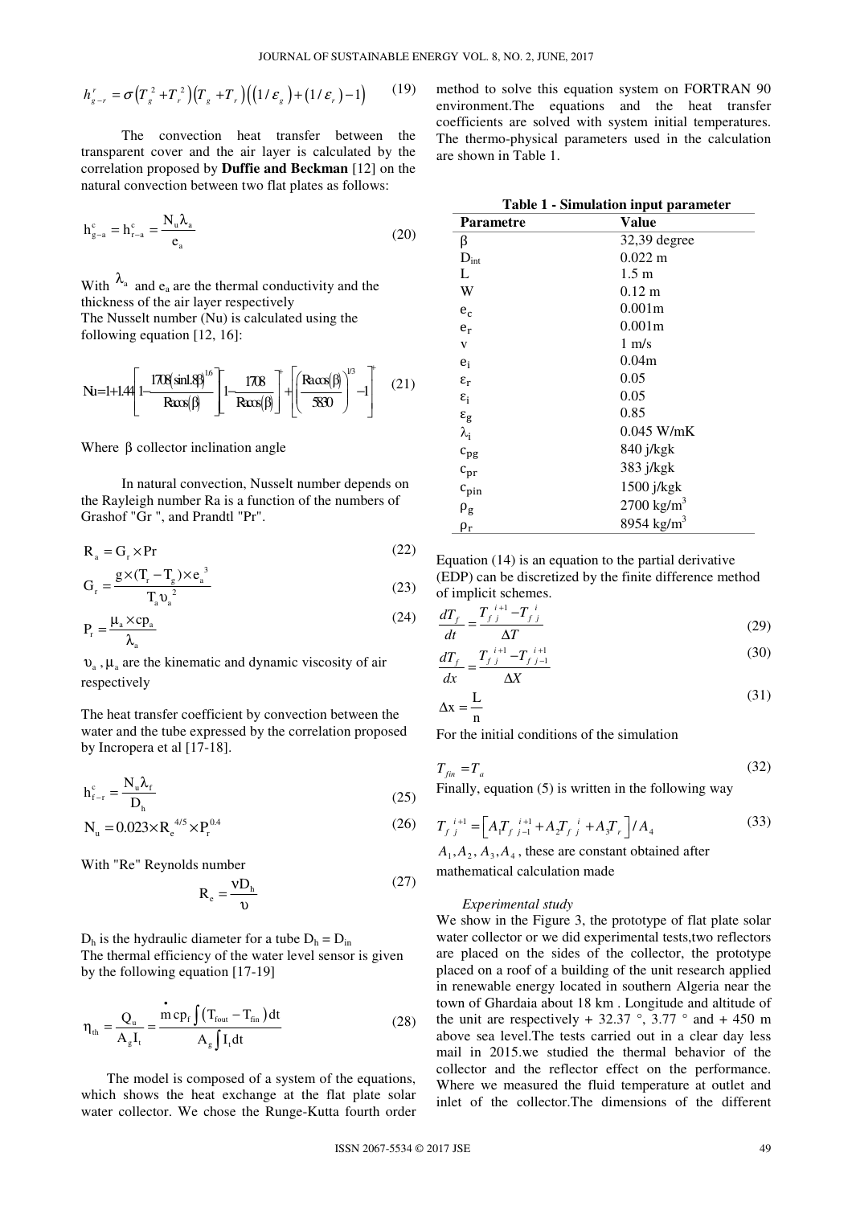$$h_{g-r}^{r} = \sigma\left(T_g^{\,2} + T_r^{\,2}\right)\left(T_g + T_r\right)\left(\left(1/\varepsilon_g\right) + \left(1/\varepsilon_r\right) - 1\right) \qquad (19)$$

The convection heat transfer between the transparent cover and the air layer is calculated by the correlation proposed by **Duffie and Beckman** [12] on the natural convection between two flat plates as follows:

$$h_{g-a}^{c} = h_{r-a}^{c} = \frac{N_u \lambda_a}{e_a} \qquad (20)$$

With $\lambda_a$ and $e_a$ are the thermal conductivity and the thickness of the air layer respectively

The Nusselt number (Nu) is calculated using the following equation [12, 16]:

$$Nu = 1 + 1.44\left[1 - \frac{1708(\sin 1.8\beta)^{1.6}}{Ra\cos(\beta)}\right]\left[1 - \frac{1708}{Ra\cos(\beta)}\right]^{+} + \left[\left(\frac{Ra\cos(\beta)}{5830}\right)^{1/3} - 1\right]^{+} \qquad (21)$$

Where $\beta$ collector inclination angle

In natural convection, Nusselt number depends on the Rayleigh number Ra is a function of the numbers of Grashof "Gr ", and Prandtl "Pr".

$$R_a = G_r \times Pr \qquad (22)$$

$$G_r = \frac{g \times (T_r - T_g) \times e_a^{\,3}}{T_a \upsilon_a^{\,2}} \qquad (23)$$

$$P_r = \frac{\mu_a \times cp_a}{\lambda_a} \qquad (24)$$

$\upsilon_a$, $\mu_a$ are the kinematic and dynamic viscosity of air respectively

The heat transfer coefficient by convection between the water and the tube expressed by the correlation proposed by Incropera et al [17-18].

$$h_{f-r}^{c} = \frac{N_u \lambda_f}{D_h} \qquad (25)$$

$$N_u = 0.023 \times R_e^{\,4/5} \times P_r^{\,0.4} \qquad (26)$$

With "Re" Reynolds number

$$R_e = \frac{\nu D_h}{\upsilon} \qquad (27)$$

$D_h$ is the hydraulic diameter for a tube $D_h = D_{in}$

The thermal efficiency of the water level sensor is given by the following equation [17-19]

$$\eta_{th} = \frac{Q_u}{A_g I_t} = \frac{\dot{m}\, cp_f \int \left(T_{fout} - T_{fin}\right) dt}{A_g \int I_t\, dt} \qquad (28)$$

The model is composed of a system of the equations, which shows the heat exchange at the flat plate solar water collector. We chose the Runge-Kutta fourth order method to solve this equation system on FORTRAN 90 environment.The equations and the heat transfer coefficients are solved with system initial temperatures. The thermo-physical parameters used in the calculation are shown in Table 1.

**Table 1 - Simulation input parameter**

| Parametre | Value |
|---|---|
| $\beta$ | 32,39 degree |
| $D_{int}$ | 0.022 m |
| L | 1.5 m |
| W | 0.12 m |
| $e_c$ | 0.001m |
| $e_r$ | 0.001m |
| v | 1 m/s |
| $e_i$ | 0.04m |
| $\varepsilon_r$ | 0.05 |
| $\varepsilon_i$ | 0.05 |
| $\varepsilon_g$ | 0.85 |
| $\lambda_i$ | 0.045 W/mK |
| $c_{pg}$ | 840 j/kgk |
| $c_{pr}$ | 383 j/kgk |
| $c_{pin}$ | 1500 j/kgk |
| $\rho_g$ | 2700 kg/m$^3$ |
| $\rho_r$ | 8954 kg/m$^3$ |

Equation (14) is an equation to the partial derivative (EDP) can be discretized by the finite difference method of implicit schemes.

$$\frac{dT_f}{dt} = \frac{T_{f\,j}^{\;i+1} - T_{f\,j}^{\;i}}{\Delta T} \qquad (29)$$

$$\frac{dT_f}{dx} = \frac{T_{f\,j}^{\;i+1} - T_{f\,j-1}^{\;i+1}}{\Delta X} \qquad (30)$$

$$\Delta x = \frac{L}{n} \qquad (31)$$

For the initial conditions of the simulation

$$T_{fin} = T_a \qquad (32)$$

Finally, equation (5) is written in the following way

$$T_{f\,j}^{\;i+1} = \left[A_1 T_{f\,j-1}^{\;i+1} + A_2 T_{f\,j}^{\;i} + A_3 T_r\right] / A_4 \qquad (33)$$

$A_1, A_2, A_3, A_4$, these are constant obtained after mathematical calculation made

*Experimental study*

We show in the Figure 3, the prototype of flat plate solar water collector or we did experimental tests,two reflectors are placed on the sides of the collector, the prototype placed on a roof of a building of the unit research applied in renewable energy located in southern Algeria near the town of Ghardaia about 18 km . Longitude and altitude of the unit are respectively + 32.37 °, 3.77 ° and + 450 m above sea level.The tests carried out in a clear day less mail in 2015.we studied the thermal behavior of the collector and the reflector effect on the performance. Where we measured the fluid temperature at outlet and inlet of the collector.The dimensions of the different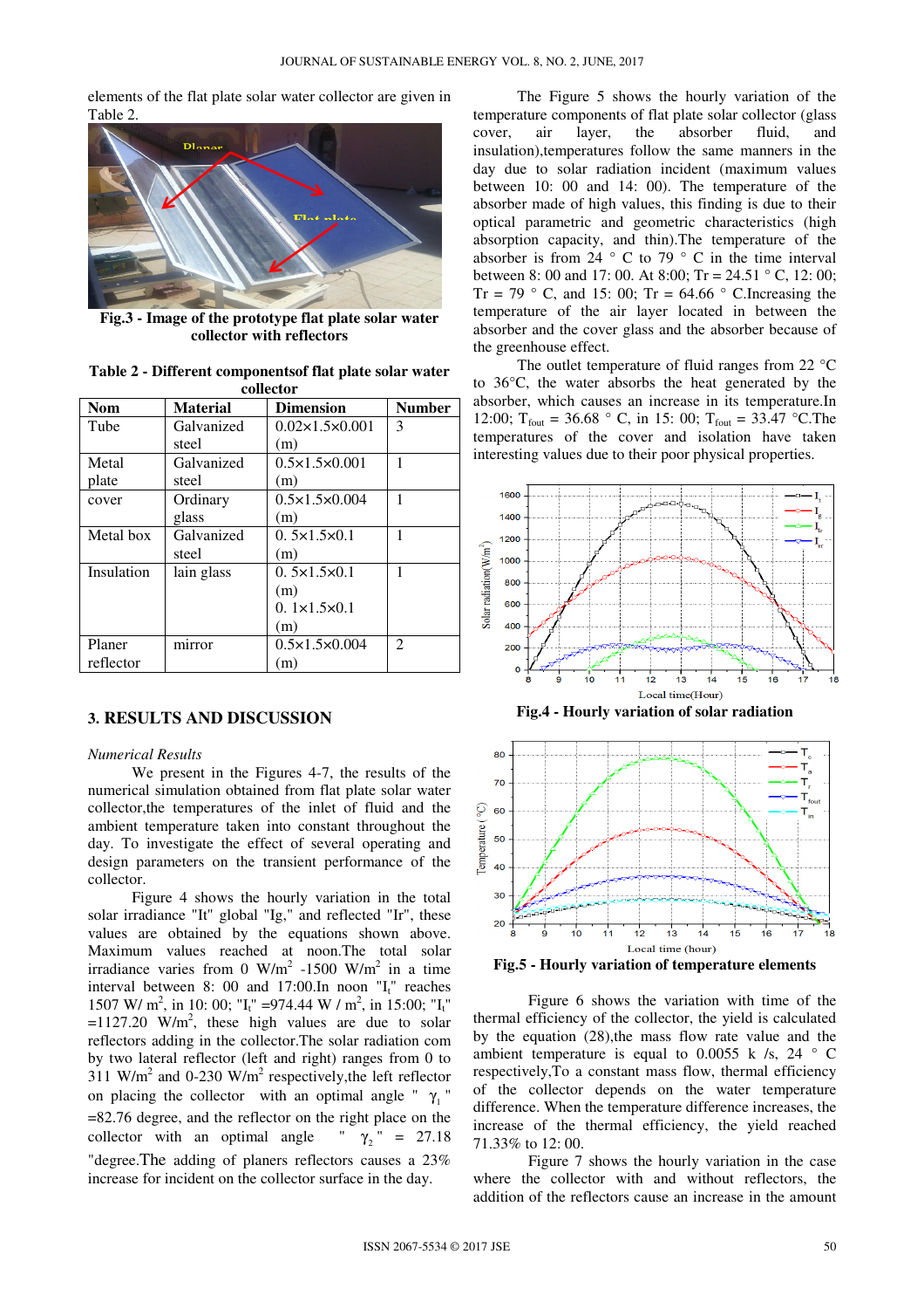elements of the flat plate solar water collector are given in Table 2.

Planer

Flat plate

Fig.3 - Image of the prototype flat plate solar water collector with reflectors

Table 2 - Different componentsof flat plate solar water collector

| Nom | Material | Dimension | Number |
|---|---|---|---|
| Tube | Galvanized steel | 0.02×1.5×0.001 (m) | 3 |
| Metal plate | Galvanized steel | 0.5×1.5×0.001 (m) | 1 |
| cover | Ordinary glass | 0.5×1.5×0.004 (m) | 1 |
| Metal box | Galvanized steel | 0. 5×1.5×0.1 (m) | 1 |
| Insulation | lain glass | 0. 5×1.5×0.1 (m) 0. 1×1.5×0.1 (m) | 1 |
| Planer reflector | mirror | 0.5×1.5×0.004 (m) | 2 |

## 3. RESULTS AND DISCUSSION

*Numerical Results*

We present in the Figures 4-7, the results of the numerical simulation obtained from flat plate solar water collector,the temperatures of the inlet of fluid and the ambient temperature taken into constant throughout the day. To investigate the effect of several operating and design parameters on the transient performance of the collector.

Figure 4 shows the hourly variation in the total solar irradiance "It" global "Ig," and reflected "Ir", these values are obtained by the equations shown above. Maximum values reached at noon.The total solar irradiance varies from 0 W/m$^2$ -1500 W/m$^2$ in a time interval between 8: 00 and 17:00.In noon "$I_t$" reaches 1507 W/ m$^2$, in 10: 00; "$I_t$" =974.44 W / m$^2$, in 15:00; "$I_t$" =1127.20 W/m$^2$, these high values are due to solar reflectors adding in the collector.The solar radiation com by two lateral reflector (left and right) ranges from 0 to 311 W/m$^2$ and 0-230 W/m$^2$ respectively,the left reflector on placing the collector with an optimal angle " $\gamma_1$ " =82.76 degree, and the reflector on the right place on the collector with an optimal angle " $\gamma_2$ " = 27.18 "degree.The adding of planers reflectors causes a 23% increase for incident on the collector surface in the day.

The Figure 5 shows the hourly variation of the temperature components of flat plate solar collector (glass cover, air layer, the absorber fluid, and insulation),temperatures follow the same manners in the day due to solar radiation incident (maximum values between 10: 00 and 14: 00). The temperature of the absorber made of high values, this finding is due to their optical parametric and geometric characteristics (high absorption capacity, and thin).The temperature of the absorber is from 24 ° C to 79 ° C in the time interval between 8: 00 and 17: 00. At 8:00; Tr = 24.51 ° C, 12: 00; Tr = 79 ° C, and 15: 00; Tr = 64.66 ° C.Increasing the temperature of the air layer located in between the absorber and the cover glass and the absorber because of the greenhouse effect.

The outlet temperature of fluid ranges from 22 °C to 36°C, the water absorbs the heat generated by the absorber, which causes an increase in its temperature.In 12:00; $T_{fout}$ = 36.68 ° C, in 15: 00; $T_{fout}$ = 33.47 °C.The temperatures of the cover and isolation have taken interesting values due to their poor physical properties.

Solar radiation(W/m²)
1600
1400
1200
1000
800
600
400
200
0
8 9 10 11 12 13 14 15 16 17 18
Local time(Hour)
$I_t$
$I_g$
$I_{lr}$
$I_{rr}$

Fig.4 - Hourly variation of solar radiation

Temperature (°C)
80
70
60
50
40
30
20
8 9 10 11 12 13 14 15 16 17 18
Local time (hour)
$T_c$
$T_a$
$T_r$
$T_{fout}$
$T_{in}$

Fig.5 - Hourly variation of temperature elements

Figure 6 shows the variation with time of the thermal efficiency of the collector, the yield is calculated by the equation (28),the mass flow rate value and ambient temperature is equal to 0.0055 k /s, 24 ° C respectively,To a constant mass flow, thermal efficiency of the collector depends on the water temperature difference. When the temperature difference increases, the increase of the thermal efficiency, the yield reached 71.33% to 12: 00.

Figure 7 shows the hourly variation in the case where the collector with and without reflectors, the addition of the reflectors cause an increase in the amount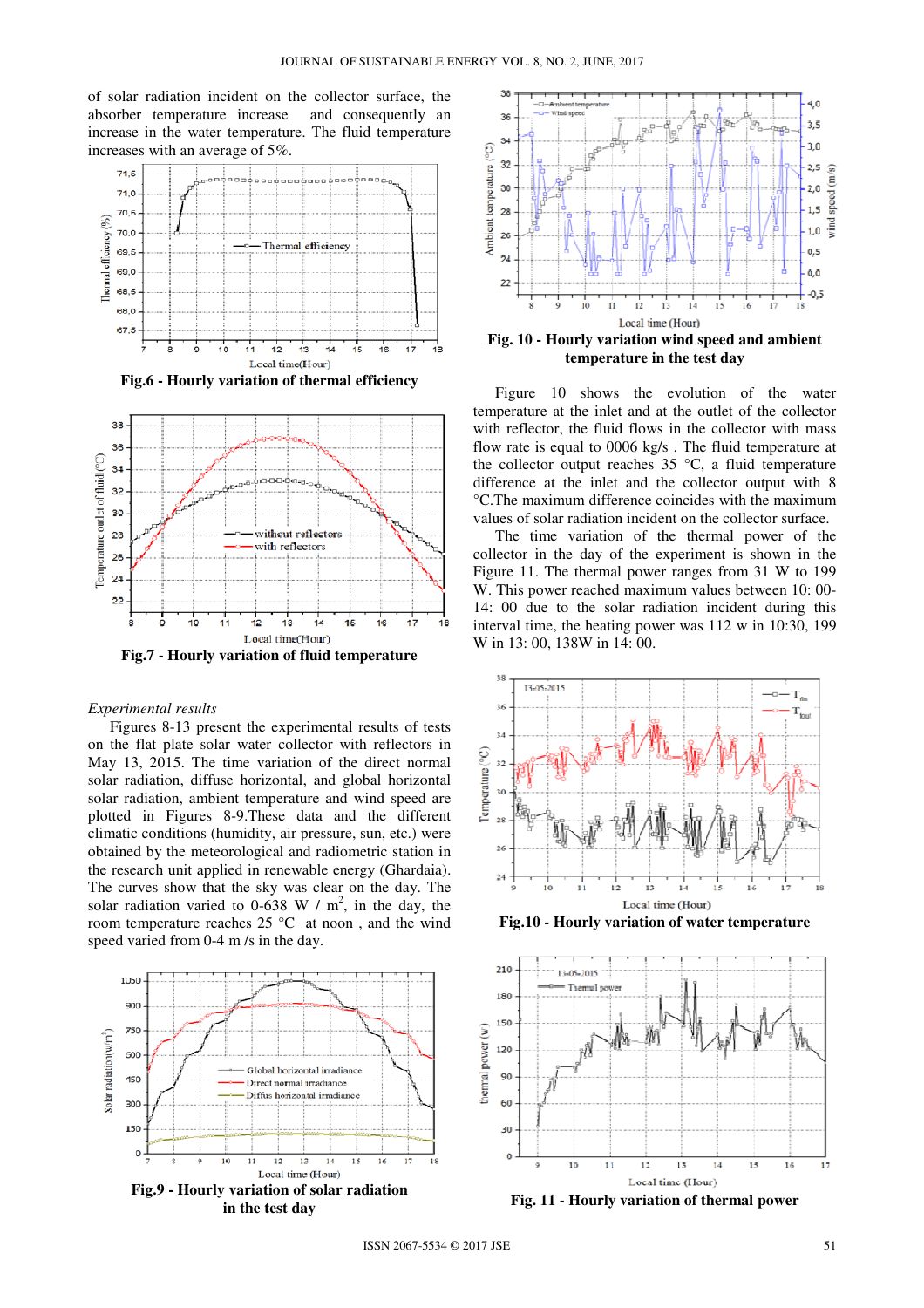of solar radiation incident on the collector surface, the absorber temperature increase and consequently an increase in the water temperature. The fluid temperature increases with an average of 5%.

71,5
71,0
70,5
70,0
69,5
69,0
68,5
68,0
67,5
Thermal efficiency(%)
Thermal efficiency
7 8 9 10 11 12 13 14 15 16 17 18
Local time(Hour)

**Fig.6 - Hourly variation of thermal efficiency**

38
36
34
32
30
28
26
24
22
Temperature outlet of fluid (°C)
without reflectors
with reflectors
8 9 10 11 12 13 14 15 16 17 18
Local time(Hour)

**Fig.7 - Hourly variation of fluid temperature**

*Experimental results*

Figures 8-13 present the experimental results of tests on the flat plate solar water collector with reflectors in May 13, 2015. The time variation of the direct normal solar radiation, diffuse horizontal, and global horizontal solar radiation, ambient temperature and wind speed are plotted in Figures 8-9.These data and the different climatic conditions (humidity, air pressure, sun, etc.) were obtained by the meteorological and radiometric station in the research unit applied in renewable energy (Ghardaia). The curves show that the sky was clear on the day. The solar radiation varied to 0-638 W / m$^2$, in the day, the room temperature reaches 25 °C at noon , and the wind speed varied from 0-4 m /s in the day.

1050
900
750
600
450
300
150
0
Solar radiation(w/m²)
Global horizontal irradiance
Direct normal irradiance
Diffus horizontal irradiance
7 8 9 10 11 12 13 14 15 16 17 18
Local time (Hour)

**Fig.9 - Hourly variation of solar radiation in the test day**

38
36
34
32
30
28
26
24
22
Ambient temperature (°C)
Ambient temperature
Wind speed
4,0
3,5
3,0
2,5
2,0
1,5
1,0
0,5
0,0
-0,5
Wind speed (m/s)
8 9 10 11 12 13 14 15 16 17 18
Local time (Hour)

**Fig. 10 - Hourly variation wind speed and ambient temperature in the test day**

Figure 10 shows the evolution of the water temperature at the inlet and at the outlet of the collector with reflector, the fluid flows in the collector with mass flow rate is equal to 0006 kg/s . The fluid temperature at the collector output reaches 35 °C, a fluid temperature difference at the inlet and the collector output with 8 °C.The maximum difference coincides with the maximum values of solar radiation incident on the collector surface.

The time variation of the thermal power of the collector in the day of the experiment is shown in the Figure 11. The thermal power ranges from 31 W to 199 W. This power reached maximum values between 10: 00-14: 00 due to the solar radiation incident during this interval time, the heating power was 112 w in 10:30, 199 W in 13: 00, 138W in 14: 00.

38
36
34
32
30
28
26
24
13-05-2015
Temperature (°C)
$T_{fin}$
$T_{fout}$
9 10 11 12 13 14 15 16 17 18
Local time (Hour)

**Fig.10 - Hourly variation of water temperature**

210
180
150
120
90
60
30
0
13-05-2015
Thermal power
thermal power (W)
9 10 11 12 13 14 15 16 17
Local time (Hour)

**Fig. 11 - Hourly variation of thermal power**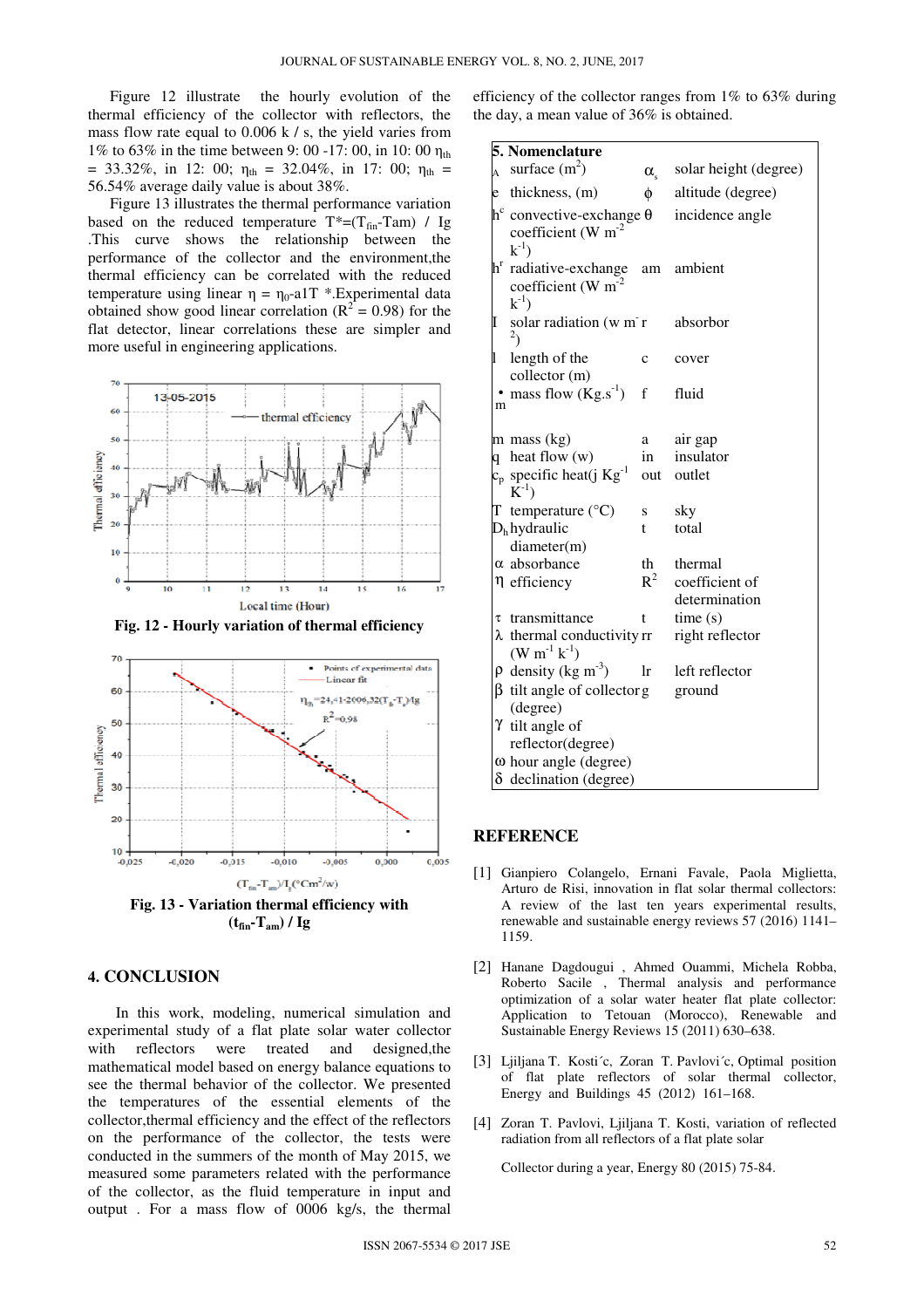Figure 12 illustrate the hourly evolution of the thermal efficiency of the collector with reflectors, the mass flow rate equal to 0.006 k / s, the yield varies from 1% to 63% in the time between 9: 00 -17: 00, in 10: 00 $\eta_{th}$ = 33.32%, in 12: 00; $\eta_{th}$ = 32.04%, in 17: 00; $\eta_{th}$ = 56.54% average daily value is about 38%.

Figure 13 illustrates the thermal performance variation based on the reduced temperature $T^*=(T_{fin}-Tam) / Ig$ .This curve shows the relationship between the performance of the collector and the environment,the thermal efficiency can be correlated with the reduced temperature using linear $\eta = \eta_0$-a1T \*.Experimental data obtained show good linear correlation ($R^2$ = 0.98) for the flat detector, linear correlations these are simpler and more useful in engineering applications.

13-05-2015

thermal efficiency

Thermal efficiency

Local time (Hour)

**Fig. 12 - Hourly variation of thermal efficiency**

Points of experimental data

Linear fit

$\eta_{th}$=24,41-2096,32($T_g$-$T_i$)/Ig

$R^2$=0,98

Thermal efficiency

($T_{fin}$-$T_{am}$)/$I_g$(°Cm²/w)

**Fig. 13 - Variation thermal efficiency with ($t_{fin}$-$T_{am}$) / Ig**

## 4. CONCLUSION

In this work, modeling, numerical simulation and experimental study of a flat plate solar water collector with reflectors were treated and designed,the mathematical model based on energy balance equations to see the thermal behavior of the collector. We presented the temperatures of the essential elements of the collector,thermal efficiency and the effect of the reflectors on the performance of the collector, the tests were conducted in the summers of the month of May 2015, we measured some parameters related with the performance of the collector, as the fluid temperature in input and output . For a mass flow of 0006 kg/s, the thermal efficiency of the collector ranges from 1% to 63% during the day, a mean value of 36% is obtained.

| **5. Nomenclature** | | | |
|---|---|---|---|
| A | surface (m$^2$) | $\alpha_s$ | solar height (degree) |
| e | thickness, (m) | $\phi$ | altitude (degree) |
| $h^c$ | convective-exchange coefficient (W m$^{-2}$ k$^{-1}$) | $\theta$ | incidence angle |
| $h^r$ | radiative-exchange coefficient (W m$^{-2}$ k$^{-1}$) | am | ambient |
| I | solar radiation (w m$^{-2}$) | r | absorbor |
| l | length of the collector (m) | c | cover |
| $\dot{m}$ | mass flow (Kg.s$^{-1}$) | f | fluid |
| m | mass (kg) | a | air gap |
| q | heat flow (w) | in | insulator |
| $c_p$ | specific heat(j Kg$^{-1}$ K$^{-1}$) | out | outlet |
| T | temperature (°C) | s | sky |
| $D_h$ | hydraulic diameter(m) | t | total |
| $\alpha$ | absorbance | th | thermal |
| $\eta$ | efficiency | $R^2$ | coefficient of determination |
| $\tau$ | transmittance | t | time (s) |
| $\lambda$ | thermal conductivity (W m$^{-1}$ k$^{-1}$) | rr | right reflector |
| $\rho$ | density (kg m$^{-3}$) | lr | left reflector |
| $\beta$ | tilt angle of collector (degree) | g | ground |
| $\gamma$ | tilt angle of reflector(degree) | | |
| $\omega$ | hour angle (degree) | | |
| $\delta$ | declination (degree) | | |

## REFERENCE

[1] Gianpiero Colangelo, Ernani Favale, Paola Miglietta, Arturo de Risi, innovation in flat solar thermal collectors: A review of the last ten years experimental results, renewable and sustainable energy reviews 57 (2016) 1141–1159.

[2] Hanane Dagdougui , Ahmed Ouammi, Michela Robba, Roberto Sacile , Thermal analysis and performance optimization of a solar water heater flat plate collector: Application to Tetouan (Morocco), Renewable and Sustainable Energy Reviews 15 (2011) 630–638.

[3] Ljiljana T. Kosti´c, Zoran T. Pavlovi´c, Optimal position of flat plate reflectors of solar thermal collector, Energy and Buildings 45 (2012) 161–168.

[4] Zoran T. Pavlovi, Ljiljana T. Kosti, variation of reflected radiation from all reflectors of a flat plate solar

Collector during a year, Energy 80 (2015) 75-84.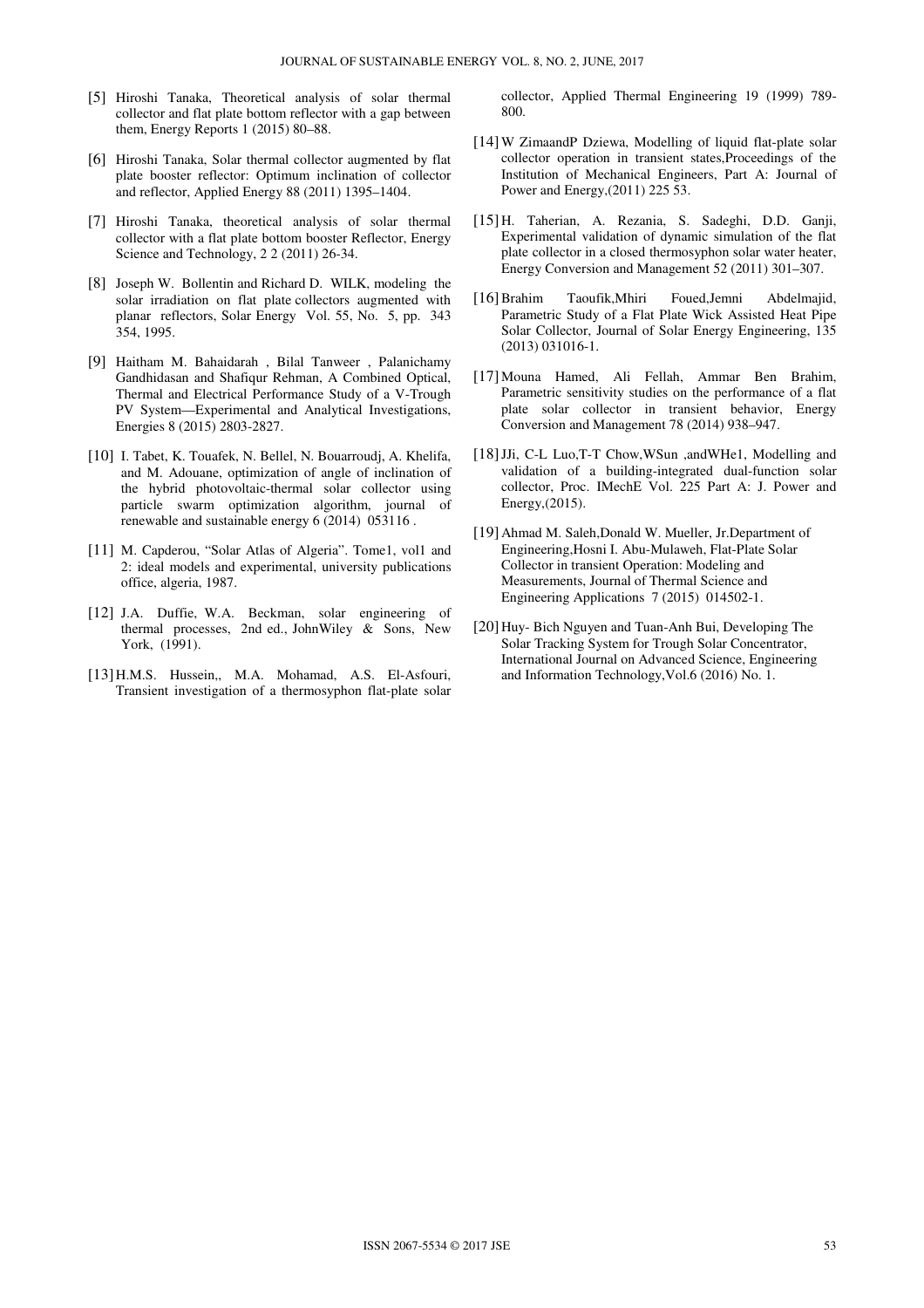[5] Hiroshi Tanaka, Theoretical analysis of solar thermal collector and flat plate bottom reflector with a gap between them, Energy Reports 1 (2015) 80–88.

[6] Hiroshi Tanaka, Solar thermal collector augmented by flat plate booster reflector: Optimum inclination of collector and reflector, Applied Energy 88 (2011) 1395–1404.

[7] Hiroshi Tanaka, theoretical analysis of solar thermal collector with a flat plate bottom booster Reflector, Energy Science and Technology, 2 2 (2011) 26-34.

[8] Joseph W. Bollentin and Richard D. WILK, modeling the solar irradiation on flat plate collectors augmented with planar reflectors, Solar Energy Vol. 55, No. 5, pp. 343 354, 1995.

[9] Haitham M. Bahaidarah , Bilal Tanweer , Palanichamy Gandhidasan and Shafiqur Rehman, A Combined Optical, Thermal and Electrical Performance Study of a V-Trough PV System—Experimental and Analytical Investigations, Energies 8 (2015) 2803-2827.

[10] I. Tabet, K. Touafek, N. Bellel, N. Bouarroudj, A. Khelifa, and M. Adouane, optimization of angle of inclination of the hybrid photovoltaic-thermal solar collector using particle swarm optimization algorithm, journal of renewable and sustainable energy 6 (2014) 053116 .

[11] M. Capderou, "Solar Atlas of Algeria". Tome1, vol1 and 2: ideal models and experimental, university publications office, algeria, 1987.

[12] J.A. Duffie, W.A. Beckman, solar engineering of thermal processes, 2nd ed., JohnWiley & Sons, New York, (1991).

[13] H.M.S. Hussein,, M.A. Mohamad, A.S. El-Asfouri, Transient investigation of a thermosyphon flat-plate solar collector, Applied Thermal Engineering 19 (1999) 789-800.

[14] W ZimaandP Dziewa, Modelling of liquid flat-plate solar collector operation in transient states,Proceedings of the Institution of Mechanical Engineers, Part A: Journal of Power and Energy,(2011) 225 53.

[15] H. Taherian, A. Rezania, S. Sadeghi, D.D. Ganji, Experimental validation of dynamic simulation of the flat plate collector in a closed thermosyphon solar water heater, Energy Conversion and Management 52 (2011) 301–307.

[16] Brahim Taoufik,Mhiri Foued,Jemni Abdelmajid, Parametric Study of a Flat Plate Wick Assisted Heat Pipe Solar Collector, Journal of Solar Energy Engineering, 135 (2013) 031016-1.

[17] Mouna Hamed, Ali Fellah, Ammar Ben Brahim, Parametric sensitivity studies on the performance of a flat plate solar collector in transient behavior, Energy Conversion and Management 78 (2014) 938–947.

[18] JJi, C-L Luo,T-T Chow,WSun ,andWHe1, Modelling and validation of a building-integrated dual-function solar collector, Proc. IMechE Vol. 225 Part A: J. Power and Energy,(2015).

[19] Ahmad M. Saleh,Donald W. Mueller, Jr.Department of Engineering,Hosni I. Abu-Mulaweh, Flat-Plate Solar Collector in transient Operation: Modeling and Measurements, Journal of Thermal Science and Engineering Applications 7 (2015) 014502-1.

[20] Huy- Bich Nguyen and Tuan-Anh Bui, Developing The Solar Tracking System for Trough Solar Concentrator, International Journal on Advanced Science, Engineering and Information Technology,Vol.6 (2016) No. 1.